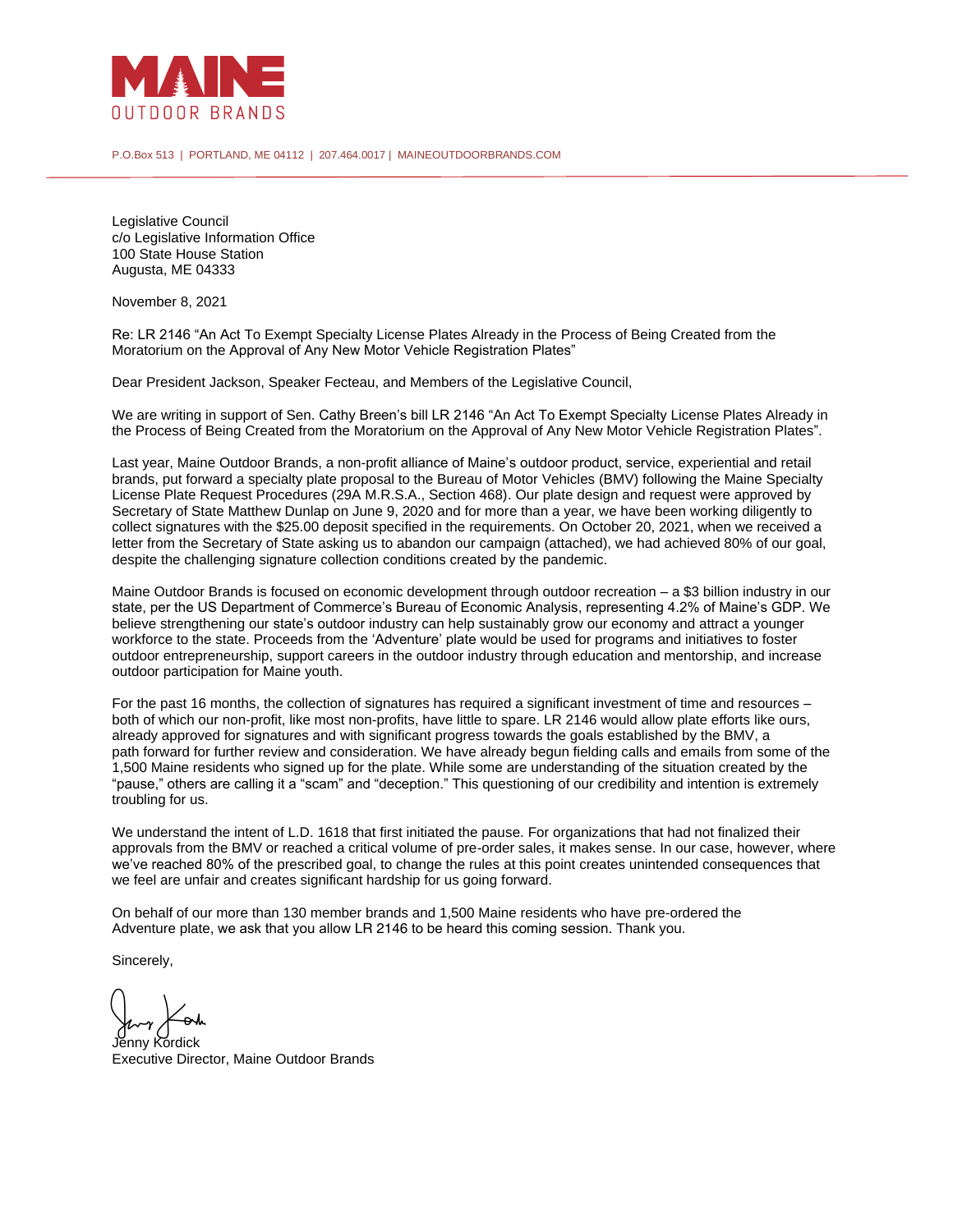MAINE
OUTDOOR BRANDS

P.O.Box 513 | PORTLAND, ME 04112 | 207.464.0017 | MAINEOUTDOORBRANDS.COM

Legislative Council
c/o Legislative Information Office
100 State House Station
Augusta, ME 04333

November 8, 2021

Re: LR 2146 "An Act To Exempt Specialty License Plates Already in the Process of Being Created from the Moratorium on the Approval of Any New Motor Vehicle Registration Plates"

Dear President Jackson, Speaker Fecteau, and Members of the Legislative Council,

We are writing in support of Sen. Cathy Breen's bill LR 2146 "An Act To Exempt Specialty License Plates Already in the Process of Being Created from the Moratorium on the Approval of Any New Motor Vehicle Registration Plates".

Last year, Maine Outdoor Brands, a non-profit alliance of Maine's outdoor product, service, experiential and retail brands, put forward a specialty plate proposal to the Bureau of Motor Vehicles (BMV) following the Maine Specialty License Plate Request Procedures (29A M.R.S.A., Section 468). Our plate design and request were approved by Secretary of State Matthew Dunlap on June 9, 2020 and for more than a year, we have been working diligently to collect signatures with the $25.00 deposit specified in the requirements. On October 20, 2021, when we received a letter from the Secretary of State asking us to abandon our campaign (attached), we had achieved 80% of our goal, despite the challenging signature collection conditions created by the pandemic.

Maine Outdoor Brands is focused on economic development through outdoor recreation – a $3 billion industry in our state, per the US Department of Commerce's Bureau of Economic Analysis, representing 4.2% of Maine's GDP. We believe strengthening our state's outdoor industry can help sustainably grow our economy and attract a younger workforce to the state. Proceeds from the 'Adventure' plate would be used for programs and initiatives to foster outdoor entrepreneurship, support careers in the outdoor industry through education and mentorship, and increase outdoor participation for Maine youth.

For the past 16 months, the collection of signatures has required a significant investment of time and resources – both of which our non-profit, like most non-profits, have little to spare. LR 2146 would allow plate efforts like ours, already approved for signatures and with significant progress towards the goals established by the BMV, a path forward for further review and consideration. We have already begun fielding calls and emails from some of the 1,500 Maine residents who signed up for the plate. While some are understanding of the situation created by the "pause," others are calling it a "scam" and "deception." This questioning of our credibility and intention is extremely troubling for us.

We understand the intent of L.D. 1618 that first initiated the pause. For organizations that had not finalized their approvals from the BMV or reached a critical volume of pre-order sales, it makes sense. In our case, however, where we've reached 80% of the prescribed goal, to change the rules at this point creates unintended consequences that we feel are unfair and creates significant hardship for us going forward.

On behalf of our more than 130 member brands and 1,500 Maine residents who have pre-ordered the Adventure plate, we ask that you allow LR 2146 to be heard this coming session. Thank you.

Sincerely,

Jenny Kordick
Executive Director, Maine Outdoor Brands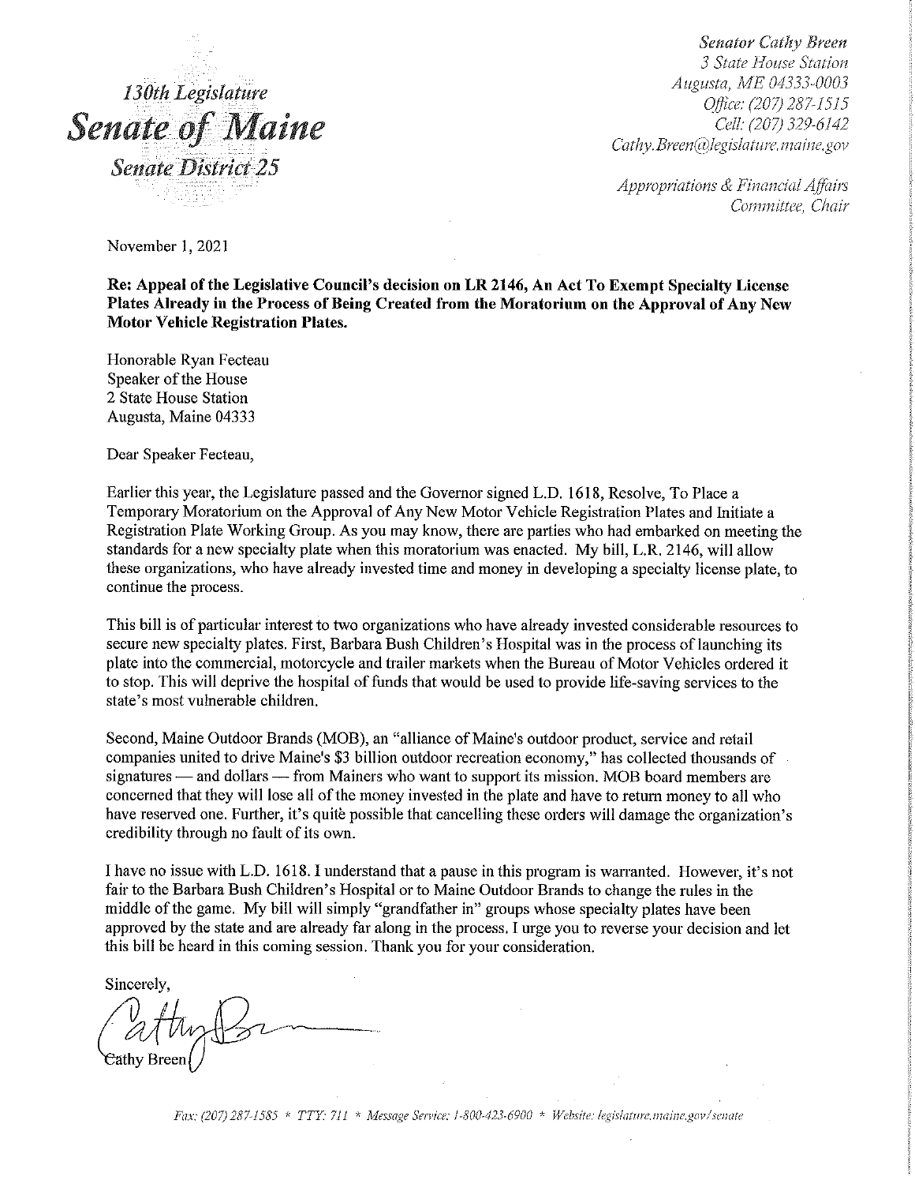*130th Legislature*

# *Senate of Maine*

*Senate District 25*

*Senator Cathy Breen*
*3 State House Station*
*Augusta, ME 04333-0003*
*Office: (207) 287-1515*
*Cell: (207) 329-6142*
*Cathy.Breen@legislature.maine.gov*

*Appropriations & Financial Affairs Committee, Chair*

November 1, 2021

**Re: Appeal of the Legislative Council's decision on LR 2146, An Act To Exempt Specialty License Plates Already in the Process of Being Created from the Moratorium on the Approval of Any New Motor Vehicle Registration Plates.**

Honorable Ryan Fecteau
Speaker of the House
2 State House Station
Augusta, Maine 04333

Dear Speaker Fecteau,

Earlier this year, the Legislature passed and the Governor signed L.D. 1618, Resolve, To Place a Temporary Moratorium on the Approval of Any New Motor Vehicle Registration Plates and Initiate a Registration Plate Working Group. As you may know, there are parties who had embarked on meeting the standards for a new specialty plate when this moratorium was enacted. My bill, L.R. 2146, will allow these organizations, who have already invested time and money in developing a specialty license plate, to continue the process.

This bill is of particular interest to two organizations who have already invested considerable resources to secure new specialty plates. First, Barbara Bush Children's Hospital was in the process of launching its plate into the commercial, motorcycle and trailer markets when the Bureau of Motor Vehicles ordered it to stop. This will deprive the hospital of funds that would be used to provide life-saving services to the state's most vulnerable children.

Second, Maine Outdoor Brands (MOB), an "alliance of Maine's outdoor product, service and retail companies united to drive Maine's $3 billion outdoor recreation economy," has collected thousands of signatures — and dollars — from Mainers who want to support its mission. MOB board members are concerned that they will lose all of the money invested in the plate and have to return money to all who have reserved one. Further, it's quite possible that cancelling these orders will damage the organization's credibility through no fault of its own.

I have no issue with L.D. 1618. I understand that a pause in this program is warranted. However, it's not fair to the Barbara Bush Children's Hospital or to Maine Outdoor Brands to change the rules in the middle of the game. My bill will simply "grandfather in" groups whose specialty plates have been approved by the state and are already far along in the process. I urge you to reverse your decision and let this bill be heard in this coming session. Thank you for your consideration.

Sincerely,

Cathy Breen

*Fax: (207) 287-1585 * TTY: 711 * Message Service: 1-800-423-6900 * Website: legislature.maine.gov/senate*